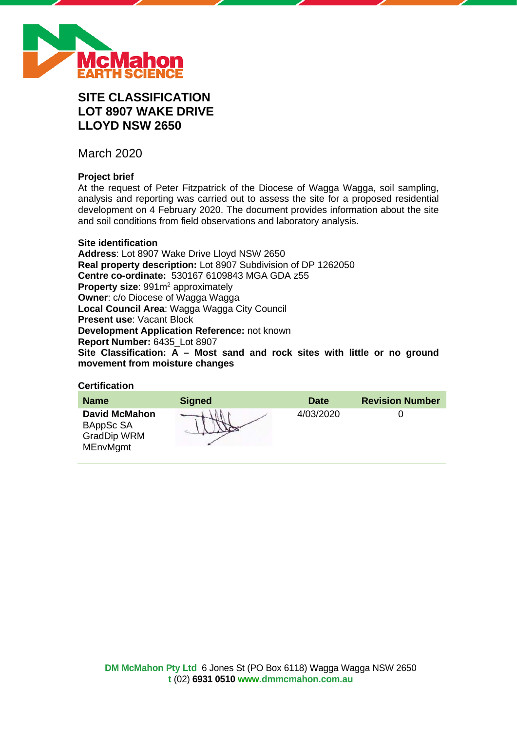# SITE CLASSIFICATION
# LOT 8907 WAKE DRIVE
# LLOYD NSW 2650

March 2020

**Project brief**

At the request of Peter Fitzpatrick of the Diocese of Wagga Wagga, soil sampling, analysis and reporting was carried out to assess the site for a proposed residential development on 4 February 2020. The document provides information about the site and soil conditions from field observations and laboratory analysis.

**Site identification**

**Address**: Lot 8907 Wake Drive Lloyd NSW 2650
**Real property description:** Lot 8907 Subdivision of DP 1262050
**Centre co-ordinate:** 530167 6109843 MGA GDA z55
**Property size**: 991m$^2$ approximately
**Owner**: c/o Diocese of Wagga Wagga
**Local Council Area**: Wagga Wagga City Council
**Present use**: Vacant Block
**Development Application Reference:** not known
**Report Number:** 6435_Lot 8907
**Site Classification: A – Most sand and rock sites with little or no ground movement from moisture changes**

**Certification**

| Name | Signed | Date | Revision Number |
|---|---|---|---|
| **David McMahon** BAppSc SA GradDip WRM MEnvMgmt | | 4/03/2020 | 0 |

**DM McMahon Pty Ltd** 6 Jones St (PO Box 6118) Wagga Wagga NSW 2650
**t** (02) **6931 0510** **www.dmmcmahon.com.au**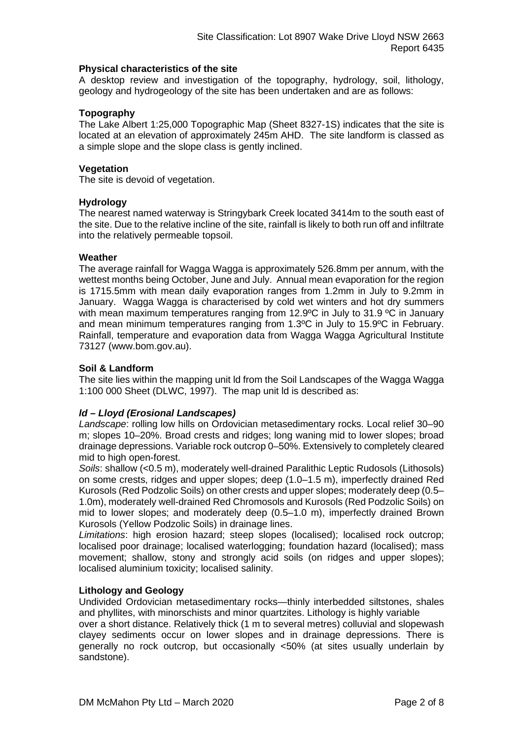### Physical characteristics of the site

A desktop review and investigation of the topography, hydrology, soil, lithology, geology and hydrogeology of the site has been undertaken and are as follows:

### Topography

The Lake Albert 1:25,000 Topographic Map (Sheet 8327-1S) indicates that the site is located at an elevation of approximately 245m AHD. The site landform is classed as a simple slope and the slope class is gently inclined.

### Vegetation

The site is devoid of vegetation.

### Hydrology

The nearest named waterway is Stringybark Creek located 3414m to the south east of the site. Due to the relative incline of the site, rainfall is likely to both run off and infiltrate into the relatively permeable topsoil.

### Weather

The average rainfall for Wagga Wagga is approximately 526.8mm per annum, with the wettest months being October, June and July. Annual mean evaporation for the region is 1715.5mm with mean daily evaporation ranges from 1.2mm in July to 9.2mm in January. Wagga Wagga is characterised by cold wet winters and hot dry summers with mean maximum temperatures ranging from 12.9ºC in July to 31.9 ºC in January and mean minimum temperatures ranging from 1.3ºC in July to 15.9ºC in February. Rainfall, temperature and evaporation data from Wagga Wagga Agricultural Institute 73127 (www.bom.gov.au).

### Soil & Landform

The site lies within the mapping unit ld from the Soil Landscapes of the Wagga Wagga 1:100 000 Sheet (DLWC, 1997). The map unit ld is described as:

#### *ld – Lloyd (Erosional Landscapes)*

*Landscape*: rolling low hills on Ordovician metasedimentary rocks. Local relief 30–90 m; slopes 10–20%. Broad crests and ridges; long waning mid to lower slopes; broad drainage depressions. Variable rock outcrop 0–50%. Extensively to completely cleared mid to high open-forest.

*Soils*: shallow (<0.5 m), moderately well-drained Paralithic Leptic Rudosols (Lithosols) on some crests, ridges and upper slopes; deep (1.0–1.5 m), imperfectly drained Red Kurosols (Red Podzolic Soils) on other crests and upper slopes; moderately deep (0.5–1.0m), moderately well-drained Red Chromosols and Kurosols (Red Podzolic Soils) on mid to lower slopes; and moderately deep (0.5–1.0 m), imperfectly drained Brown Kurosols (Yellow Podzolic Soils) in drainage lines.

*Limitations*: high erosion hazard; steep slopes (localised); localised rock outcrop; localised poor drainage; localised waterlogging; foundation hazard (localised); mass movement; shallow, stony and strongly acid soils (on ridges and upper slopes); localised aluminium toxicity; localised salinity.

### Lithology and Geology

Undivided Ordovician metasedimentary rocks—thinly interbedded siltstones, shales and phyllites, with minorschists and minor quartzites. Lithology is highly variable over a short distance. Relatively thick (1 m to several metres) colluvial and slopewash clayey sediments occur on lower slopes and in drainage depressions. There is generally no rock outcrop, but occasionally <50% (at sites usually underlain by sandstone).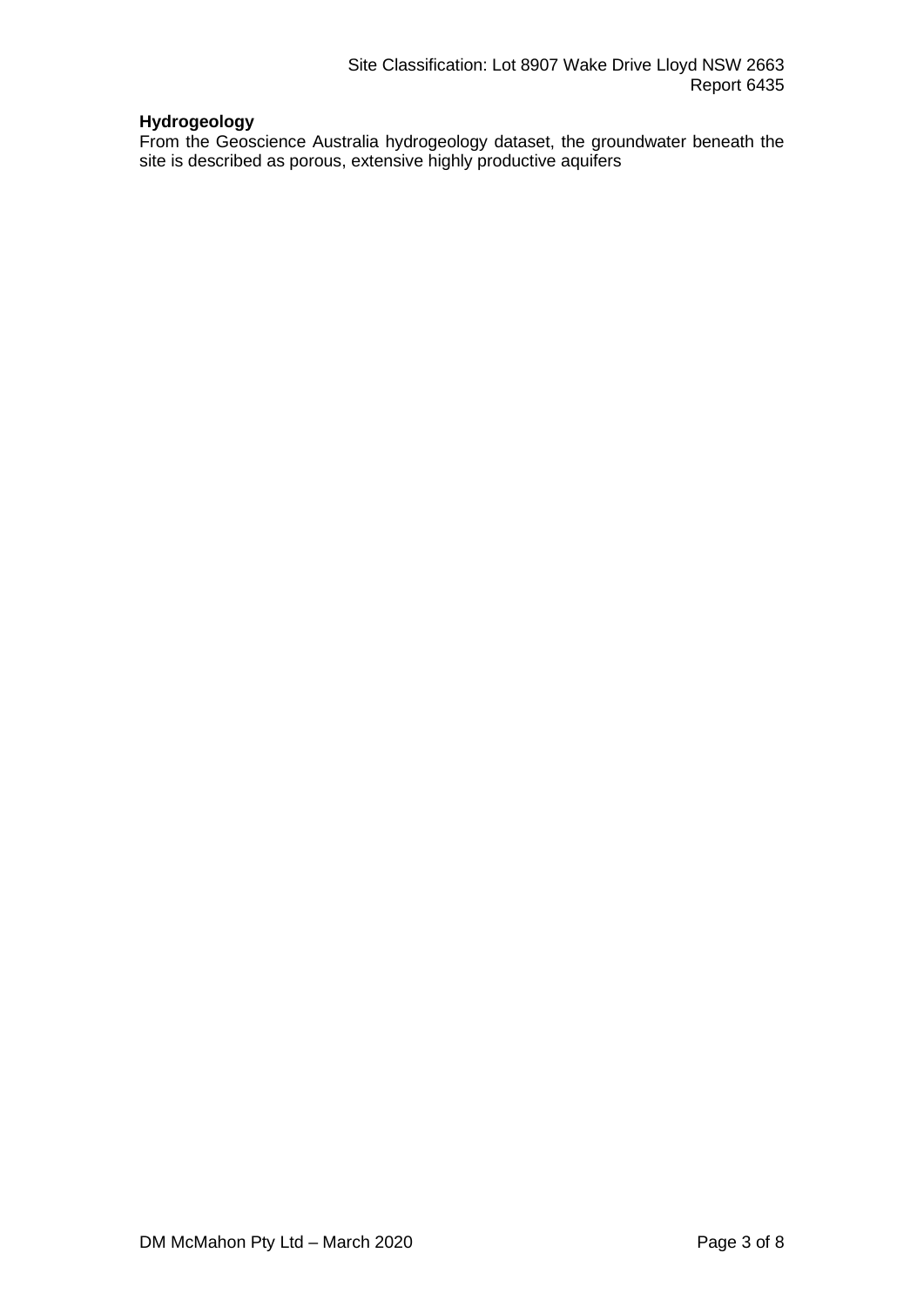**Hydrogeology**

From the Geoscience Australia hydrogeology dataset, the groundwater beneath the site is described as porous, extensive highly productive aquifers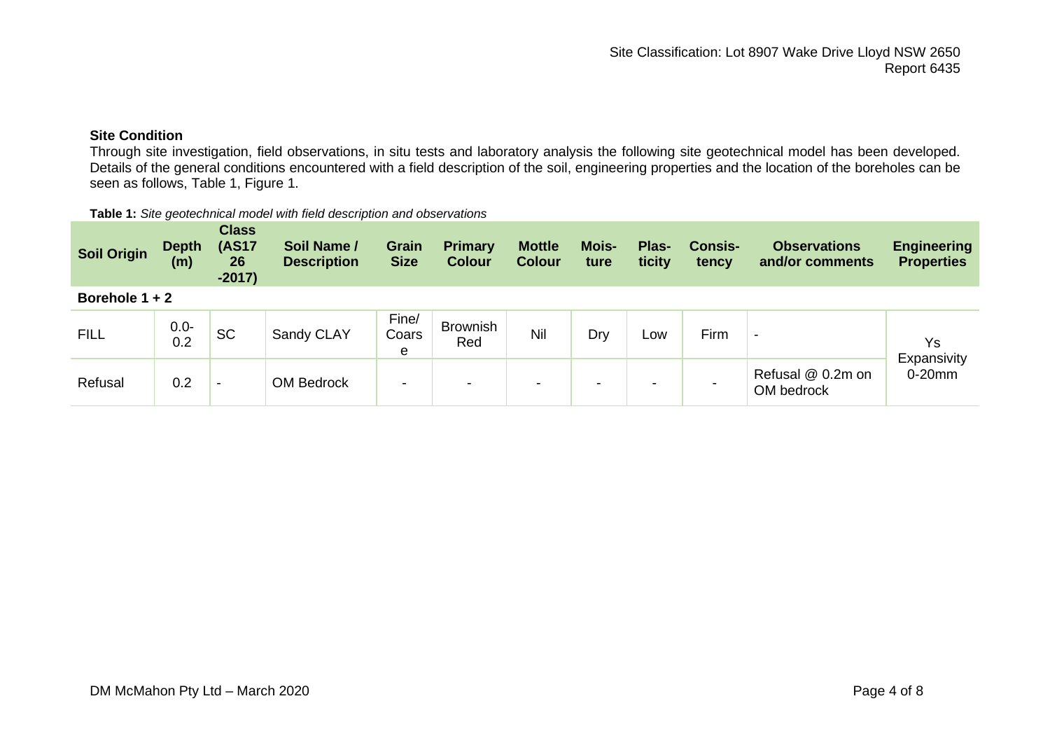**Site Condition**

Through site investigation, field observations, in situ tests and laboratory analysis the following site geotechnical model has been developed. Details of the general conditions encountered with a field description of the soil, engineering properties and the location of the boreholes can be seen as follows, Table 1, Figure 1.

**Table 1:** *Site geotechnical model with field description and observations*

| Soil Origin | Depth (m) | Class (AS1726-2017) | Soil Name / Description | Grain Size | Primary Colour | Mottle Colour | Moisture | Plasticity | Consistency | Observations and/or comments | Engineering Properties |
|---|---|---|---|---|---|---|---|---|---|---|---|
| **Borehole 1 + 2** | | | | | | | | | | | |
| FILL | 0.0-0.2 | SC | Sandy CLAY | Fine/ Coarse | Brownish Red | Nil | Dry | Low | Firm | - | Ys Expansivity 0-20mm |
| Refusal | 0.2 | - | OM Bedrock | - | - | - | - | - | - | Refusal @ 0.2m on OM bedrock | |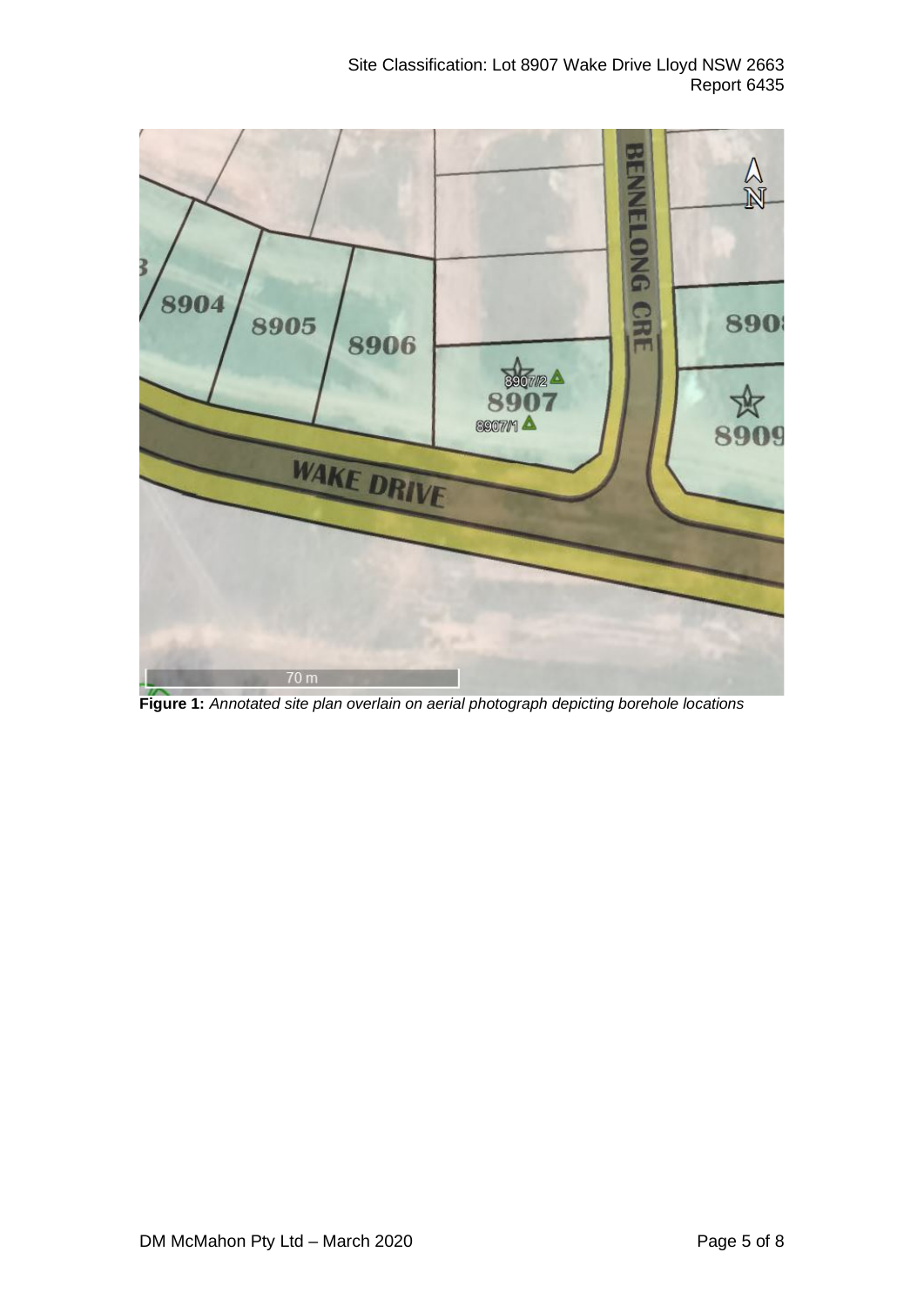**Figure 1:** *Annotated site plan overlain on aerial photograph depicting borehole locations*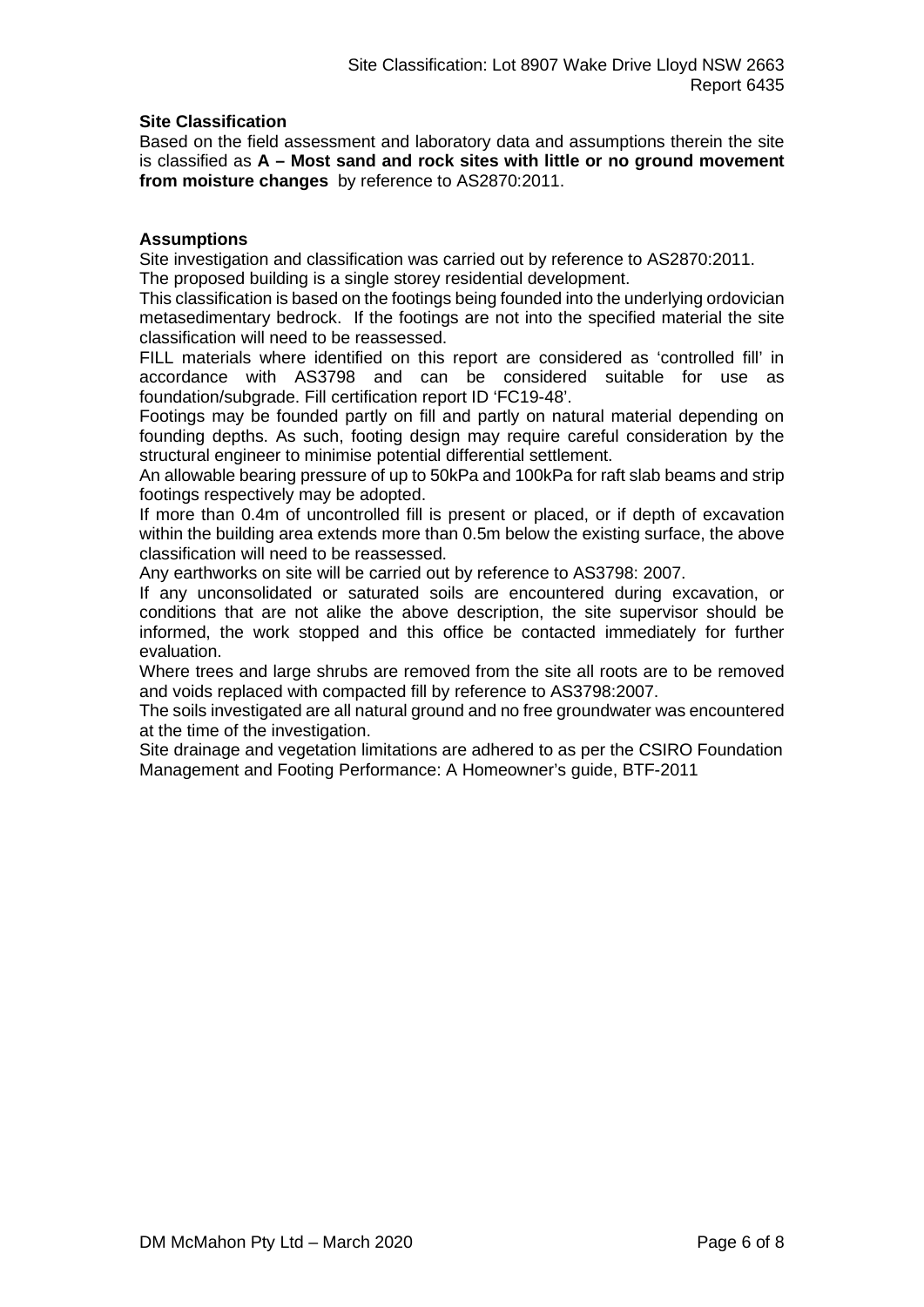**Site Classification**

Based on the field assessment and laboratory data and assumptions therein the site is classified as **A – Most sand and rock sites with little or no ground movement from moisture changes** by reference to AS2870:2011.

**Assumptions**

Site investigation and classification was carried out by reference to AS2870:2011.
The proposed building is a single storey residential development.
This classification is based on the footings being founded into the underlying ordovician metasedimentary bedrock. If the footings are not into the specified material the site classification will need to be reassessed.
FILL materials where identified on this report are considered as 'controlled fill' in accordance with AS3798 and can be considered suitable for use as foundation/subgrade. Fill certification report ID 'FC19-48'.
Footings may be founded partly on fill and partly on natural material depending on founding depths. As such, footing design may require careful consideration by the structural engineer to minimise potential differential settlement.
An allowable bearing pressure of up to 50kPa and 100kPa for raft slab beams and strip footings respectively may be adopted.
If more than 0.4m of uncontrolled fill is present or placed, or if depth of excavation within the building area extends more than 0.5m below the existing surface, the above classification will need to be reassessed.
Any earthworks on site will be carried out by reference to AS3798: 2007.
If any unconsolidated or saturated soils are encountered during excavation, or conditions that are not alike the above description, the site supervisor should be informed, the work stopped and this office be contacted immediately for further evaluation.
Where trees and large shrubs are removed from the site all roots are to be removed and voids replaced with compacted fill by reference to AS3798:2007.
The soils investigated are all natural ground and no free groundwater was encountered at the time of the investigation.
Site drainage and vegetation limitations are adhered to as per the CSIRO Foundation Management and Footing Performance: A Homeowner's guide, BTF-2011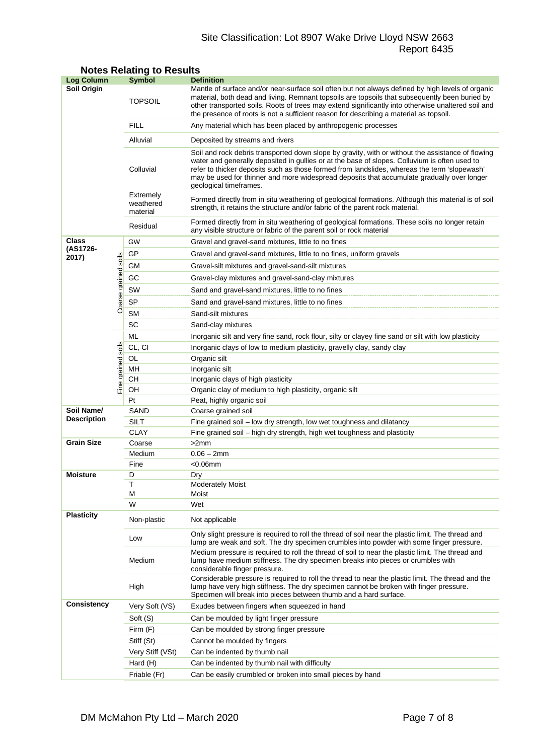## Notes Relating to Results

| Log Column | | Symbol | Definition |
|---|---|---|---|
| **Soil Origin** | | TOPSOIL | Mantle of surface and/or near-surface soil often but not always defined by high levels of organic material, both dead and living. Remnant topsoils are topsoils that subsequently been buried by other transported soils. Roots of trees may extend significantly into otherwise unaltered soil and the presence of roots is not a sufficient reason for describing a material as topsoil. |
| | | FILL | Any material which has been placed by anthropogenic processes |
| | | Alluvial | Deposited by streams and rivers |
| | | Colluvial | Soil and rock debris transported down slope by gravity, with or without the assistance of flowing water and generally deposited in gullies or at the base of slopes. Colluvium is often used to refer to thicker deposits such as those formed from landslides, whereas the term 'slopewash' may be used for thinner and more widespread deposits that accumulate gradually over longer geological timeframes. |
| | | Extremely weathered material | Formed directly from in situ weathering of geological formations. Although this material is of soil strength, it retains the structure and/or fabric of the parent rock material. |
| | | Residual | Formed directly from in situ weathering of geological formations. These soils no longer retain any visible structure or fabric of the parent soil or rock material |
| **Class (AS1726-2017)** | Coarse grained soils | GW | Gravel and gravel-sand mixtures, little to no fines |
| | | GP | Gravel and gravel-sand mixtures, little to no fines, uniform gravels |
| | | GM | Gravel-silt mixtures and gravel-sand-silt mixtures |
| | | GC | Gravel-clay mixtures and gravel-sand-clay mixtures |
| | | SW | Sand and gravel-sand mixtures, little to no fines |
| | | SP | Sand and gravel-sand mixtures, little to no fines |
| | | SM | Sand-silt mixtures |
| | | SC | Sand-clay mixtures |
| | Fine grained soils | ML | Inorganic silt and very fine sand, rock flour, silty or clayey fine sand or silt with low plasticity |
| | | CL, CI | Inorganic clays of low to medium plasticity, gravelly clay, sandy clay |
| | | OL | Organic silt |
| | | MH | Inorganic silt |
| | | CH | Inorganic clays of high plasticity |
| | | OH | Organic clay of medium to high plasticity, organic silt |
| | | Pt | Peat, highly organic soil |
| **Soil Name/ Description** | | SAND | Coarse grained soil |
| | | SILT | Fine grained soil – low dry strength, low wet toughness and dilatancy |
| | | CLAY | Fine grained soil – high dry strength, high wet toughness and plasticity |
| **Grain Size** | | Coarse | >2mm |
| | | Medium | 0.06 – 2mm |
| | | Fine | <0.06mm |
| **Moisture** | | D | Dry |
| | | T | Moderately Moist |
| | | M | Moist |
| | | W | Wet |
| **Plasticity** | | Non-plastic | Not applicable |
| | | Low | Only slight pressure is required to roll the thread of soil near the plastic limit. The thread and lump are weak and soft. The dry specimen crumbles into powder with some finger pressure. |
| | | Medium | Medium pressure is required to roll the thread of soil to near the plastic limit. The thread and lump have medium stiffness. The dry specimen breaks into pieces or crumbles with considerable finger pressure. |
| | | High | Considerable pressure is required to roll the thread to near the plastic limit. The thread and the lump have very high stiffness. The dry specimen cannot be broken with finger pressure. Specimen will break into pieces between thumb and a hard surface. |
| **Consistency** | | Very Soft (VS) | Exudes between fingers when squeezed in hand |
| | | Soft (S) | Can be moulded by light finger pressure |
| | | Firm (F) | Can be moulded by strong finger pressure |
| | | Stiff (St) | Cannot be moulded by fingers |
| | | Very Stiff (VSt) | Can be indented by thumb nail |
| | | Hard (H) | Can be indented by thumb nail with difficulty |
| | | Friable (Fr) | Can be easily crumbled or broken into small pieces by hand |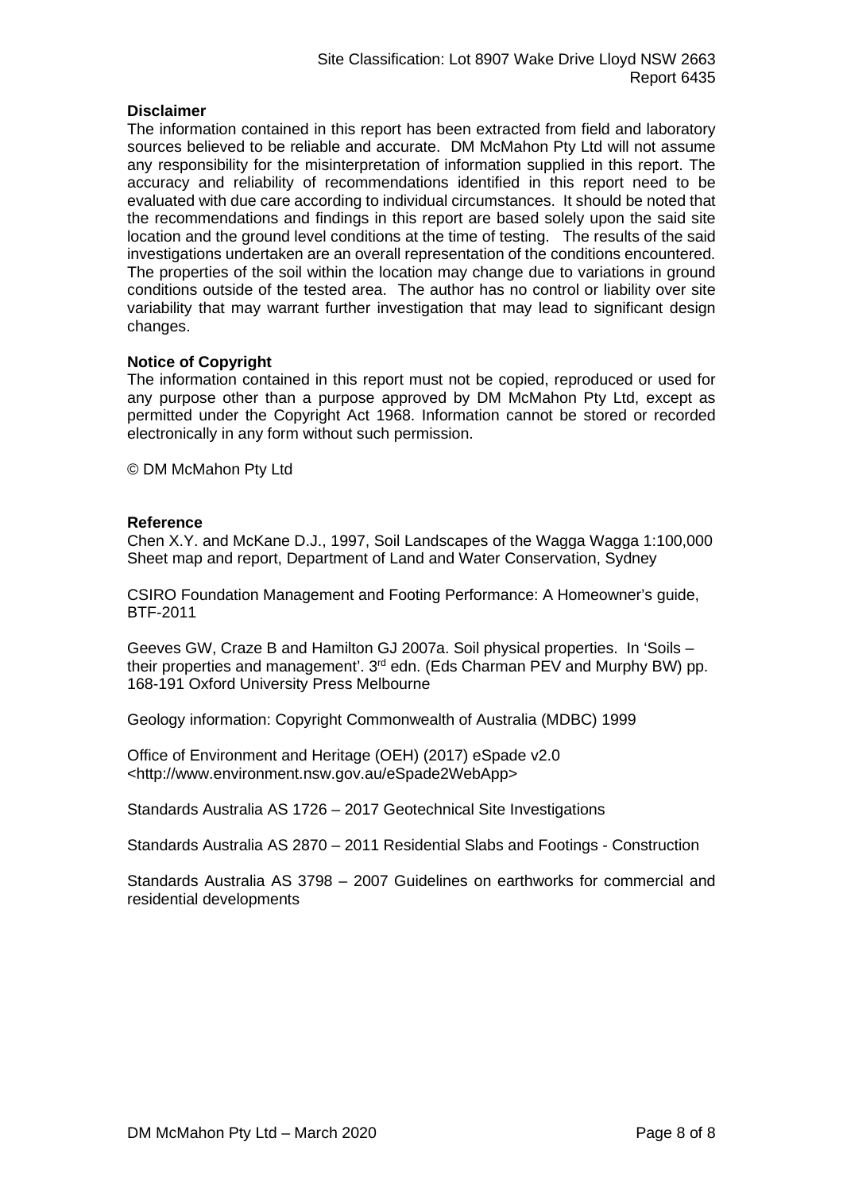**Disclaimer**

The information contained in this report has been extracted from field and laboratory sources believed to be reliable and accurate. DM McMahon Pty Ltd will not assume any responsibility for the misinterpretation of information supplied in this report. The accuracy and reliability of recommendations identified in this report need to be evaluated with due care according to individual circumstances. It should be noted that the recommendations and findings in this report are based solely upon the said site location and the ground level conditions at the time of testing. The results of the said investigations undertaken are an overall representation of the conditions encountered. The properties of the soil within the location may change due to variations in ground conditions outside of the tested area. The author has no control or liability over site variability that may warrant further investigation that may lead to significant design changes.

**Notice of Copyright**

The information contained in this report must not be copied, reproduced or used for any purpose other than a purpose approved by DM McMahon Pty Ltd, except as permitted under the Copyright Act 1968. Information cannot be stored or recorded electronically in any form without such permission.

© DM McMahon Pty Ltd

**Reference**

Chen X.Y. and McKane D.J., 1997, Soil Landscapes of the Wagga Wagga 1:100,000 Sheet map and report, Department of Land and Water Conservation, Sydney

CSIRO Foundation Management and Footing Performance: A Homeowner's guide, BTF-2011

Geeves GW, Craze B and Hamilton GJ 2007a. Soil physical properties. In 'Soils – their properties and management'. 3rd edn. (Eds Charman PEV and Murphy BW) pp. 168-191 Oxford University Press Melbourne

Geology information: Copyright Commonwealth of Australia (MDBC) 1999

Office of Environment and Heritage (OEH) (2017) eSpade v2.0 <http://www.environment.nsw.gov.au/eSpade2WebApp>

Standards Australia AS 1726 – 2017 Geotechnical Site Investigations

Standards Australia AS 2870 – 2011 Residential Slabs and Footings - Construction

Standards Australia AS 3798 – 2007 Guidelines on earthworks for commercial and residential developments